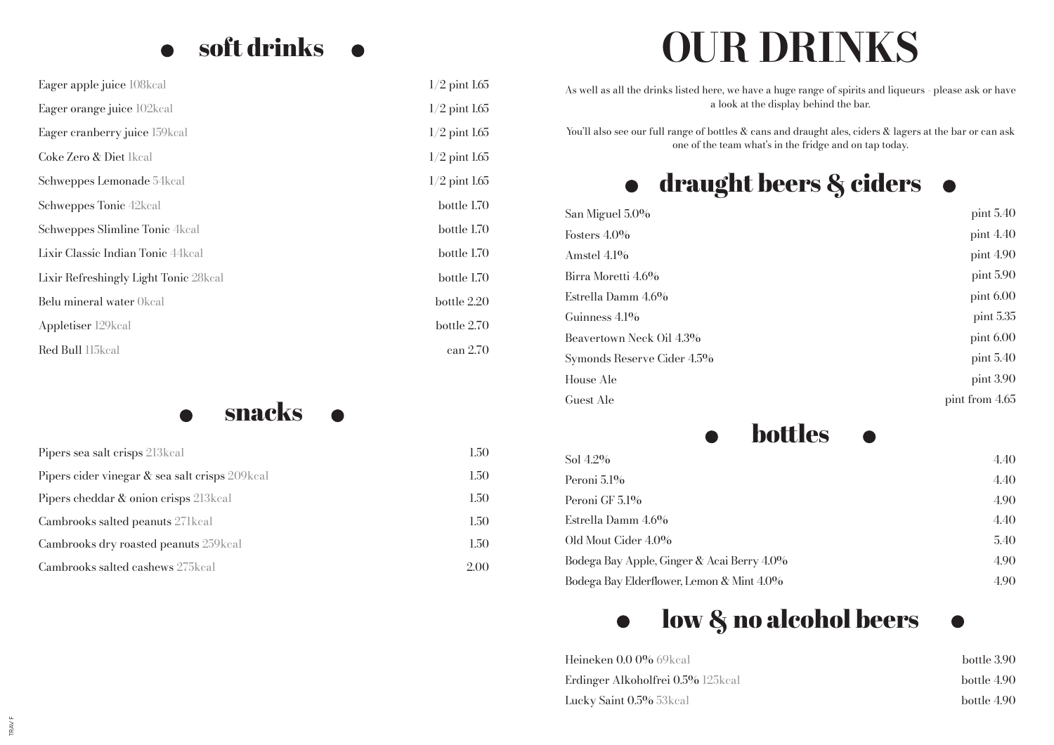## soft drinks

| Item | Price |
| --- | --- |
| Eager apple juice 108kcal | 1/2 pint 1.65 |
| Eager orange juice 102kcal | 1/2 pint 1.65 |
| Eager cranberry juice 159kcal | 1/2 pint 1.65 |
| Coke Zero & Diet 1kcal | 1/2 pint 1.65 |
| Schweppes Lemonade 54kcal | 1/2 pint 1.65 |
| Schweppes Tonic 42kcal | bottle 1.70 |
| Schweppes Slimline Tonic 4kcal | bottle 1.70 |
| Lixir Classic Indian Tonic 44kcal | bottle 1.70 |
| Lixir Refreshingly Light Tonic 28kcal | bottle 1.70 |
| Belu mineral water 0kcal | bottle 2.20 |
| Appletiser 129kcal | bottle 2.70 |
| Red Bull 115kcal | can 2.70 |

## snacks

| Item | Price |
| --- | --- |
| Pipers sea salt crisps 213kcal | 1.50 |
| Pipers cider vinegar & sea salt crisps 209kcal | 1.50 |
| Pipers cheddar & onion crisps 213kcal | 1.50 |
| Cambrooks salted peanuts 271kcal | 1.50 |
| Cambrooks dry roasted peanuts 259kcal | 1.50 |
| Cambrooks salted cashews 275kcal | 2.00 |

# OUR DRINKS

As well as all the drinks listed here, we have a huge range of spirits and liqueurs - please ask or have a look at the display behind the bar.

You'll also see our full range of bottles & cans and draught ales, ciders & lagers at the bar or can ask one of the team what's in the fridge and on tap today.

## draught beers & ciders

| Item | Price |
| --- | --- |
| San Miguel 5.0% | pint 5.40 |
| Fosters 4.0% | pint 4.40 |
| Amstel 4.1% | pint 4.90 |
| Birra Moretti 4.6% | pint 5.90 |
| Estrella Damm 4.6% | pint 6.00 |
| Guinness 4.1% | pint 5.35 |
| Beavertown Neck Oil 4.3% | pint 6.00 |
| Symonds Reserve Cider 4.5% | pint 5.40 |
| House Ale | pint 3.90 |
| Guest Ale | pint from 4.65 |

## bottles

| Item | Price |
| --- | --- |
| Sol 4.2% | 4.40 |
| Peroni 5.1% | 4.40 |
| Peroni GF 5.1% | 4.90 |
| Estrella Damm 4.6% | 4.40 |
| Old Mout Cider 4.0% | 5.40 |
| Bodega Bay Apple, Ginger & Acai Berry 4.0% | 4.90 |
| Bodega Bay Elderflower, Lemon & Mint 4.0% | 4.90 |

## low & no alcohol beers

| Item | Price |
| --- | --- |
| Heineken 0.0 0% 69kcal | bottle 3.90 |
| Erdinger Alkoholfrei 0.5% 125kcal | bottle 4.90 |
| Lucky Saint 0.5% 53kcal | bottle 4.90 |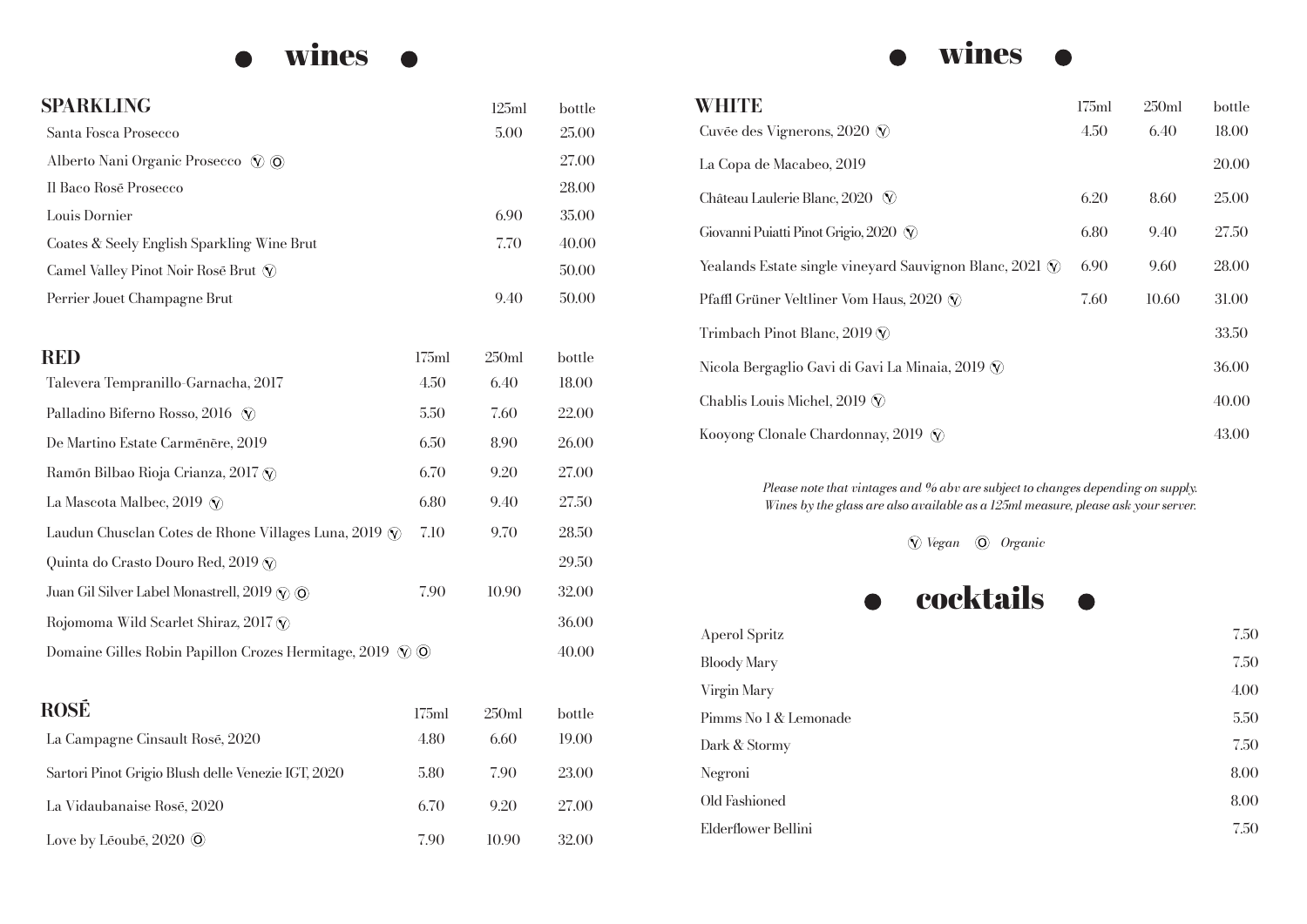# wines

| SPARKLING | 125ml | bottle |
|---|---|---|
| Santa Fosca Prosecco | 5.00 | 25.00 |
| Alberto Nani Organic Prosecco Ⓥ Ⓞ | | 27.00 |
| Il Baco Rosē Prosecco | | 28.00 |
| Louis Dornier | 6.90 | 35.00 |
| Coates & Seely English Sparkling Wine Brut | 7.70 | 40.00 |
| Camel Valley Pinot Noir Rosē Brut Ⓥ | | 50.00 |
| Perrier Jouet Champagne Brut | 9.40 | 50.00 |

| RED | 175ml | 250ml | bottle |
|---|---|---|---|
| Talevera Tempranillo-Garnacha, 2017 | 4.50 | 6.40 | 18.00 |
| Palladino Biferno Rosso, 2016 Ⓥ | 5.50 | 7.60 | 22.00 |
| De Martino Estate Carmēnēre, 2019 | 6.50 | 8.90 | 26.00 |
| Ramōn Bilbao Rioja Crianza, 2017 Ⓥ | 6.70 | 9.20 | 27.00 |
| La Mascota Malbec, 2019 Ⓥ | 6.80 | 9.40 | 27.50 |
| Laudun Chusclan Cotes de Rhone Villages Luna, 2019 Ⓥ | 7.10 | 9.70 | 28.50 |
| Quinta do Crasto Douro Red, 2019 Ⓥ | | | 29.50 |
| Juan Gil Silver Label Monastrell, 2019 Ⓥ Ⓞ | 7.90 | 10.90 | 32.00 |
| Rojomoma Wild Scarlet Shiraz, 2017 Ⓥ | | | 36.00 |
| Domaine Gilles Robin Papillon Crozes Hermitage, 2019 Ⓥ Ⓞ | | | 40.00 |

| ROSĒ | 175ml | 250ml | bottle |
|---|---|---|---|
| La Campagne Cinsault Rosē, 2020 | 4.80 | 6.60 | 19.00 |
| Sartori Pinot Grigio Blush delle Venezie IGT, 2020 | 5.80 | 7.90 | 23.00 |
| La Vidaubanaise Rosē, 2020 | 6.70 | 9.20 | 27.00 |
| Love by Lēoubē, 2020 Ⓞ | 7.90 | 10.90 | 32.00 |

# wines

| WHITE | 175ml | 250ml | bottle |
|---|---|---|---|
| Cuvēe des Vignerons, 2020 Ⓥ | 4.50 | 6.40 | 18.00 |
| La Copa de Macabeo, 2019 | | | 20.00 |
| Château Laulerie Blanc, 2020 Ⓥ | 6.20 | 8.60 | 25.00 |
| Giovanni Puiatti Pinot Grigio, 2020 Ⓥ | 6.80 | 9.40 | 27.50 |
| Yealands Estate single vineyard Sauvignon Blanc, 2021 Ⓥ | 6.90 | 9.60 | 28.00 |
| Pfaffl Grüner Veltliner Vom Haus, 2020 Ⓥ | 7.60 | 10.60 | 31.00 |
| Trimbach Pinot Blanc, 2019 Ⓥ | | | 33.50 |
| Nicola Bergaglio Gavi di Gavi La Minaia, 2019 Ⓥ | | | 36.00 |
| Chablis Louis Michel, 2019 Ⓥ | | | 40.00 |
| Kooyong Clonale Chardonnay, 2019 Ⓥ | | | 43.00 |

*Please note that vintages and % abv are subject to changes depending on supply.*
*Wines by the glass are also available as a 125ml measure, please ask your server.*

Ⓥ *Vegan* Ⓞ *Organic*

# cocktails

| | |
|---|---|
| Aperol Spritz | 7.50 |
| Bloody Mary | 7.50 |
| Virgin Mary | 4.00 |
| Pimms No 1 & Lemonade | 5.50 |
| Dark & Stormy | 7.50 |
| Negroni | 8.00 |
| Old Fashioned | 8.00 |
| Elderflower Bellini | 7.50 |